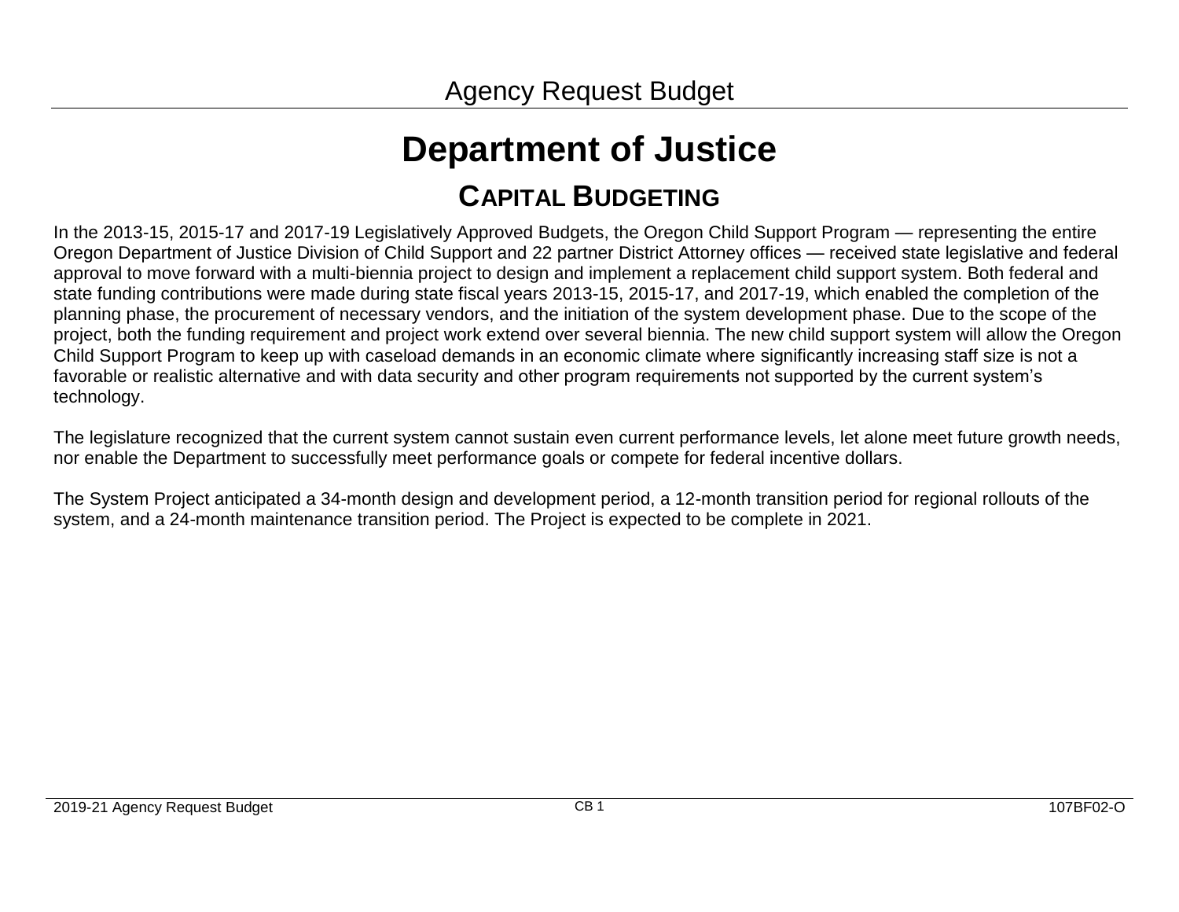Agency Request Budget

# Department of Justice

## CAPITAL BUDGETING

In the 2013-15, 2015-17 and 2017-19 Legislatively Approved Budgets, the Oregon Child Support Program — representing the entire Oregon Department of Justice Division of Child Support and 22 partner District Attorney offices — received state legislative and federal approval to move forward with a multi-biennia project to design and implement a replacement child support system. Both federal and state funding contributions were made during state fiscal years 2013-15, 2015-17, and 2017-19, which enabled the completion of the planning phase, the procurement of necessary vendors, and the initiation of the system development phase. Due to the scope of the project, both the funding requirement and project work extend over several biennia. The new child support system will allow the Oregon Child Support Program to keep up with caseload demands in an economic climate where significantly increasing staff size is not a favorable or realistic alternative and with data security and other program requirements not supported by the current system's technology.

The legislature recognized that the current system cannot sustain even current performance levels, let alone meet future growth needs, nor enable the Department to successfully meet performance goals or compete for federal incentive dollars.

The System Project anticipated a 34-month design and development period, a 12-month transition period for regional rollouts of the system, and a 24-month maintenance transition period. The Project is expected to be complete in 2021.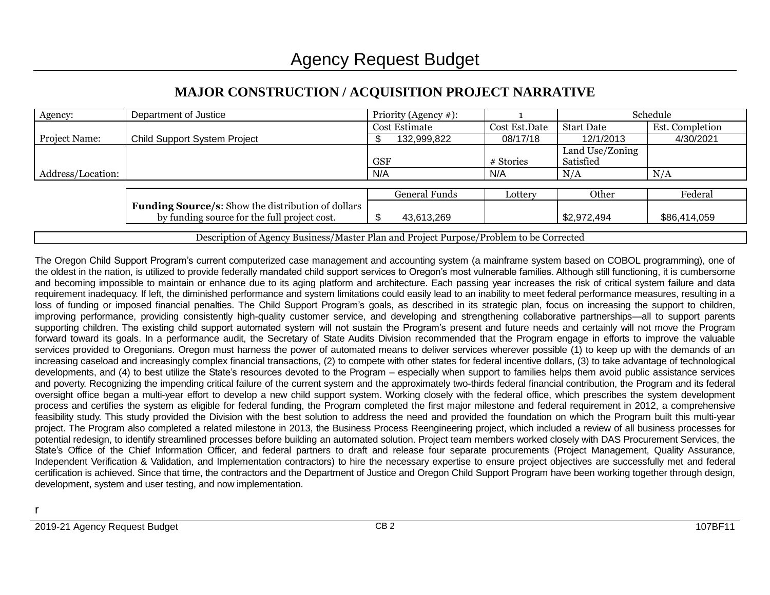# Agency Request Budget

## MAJOR CONSTRUCTION / ACQUISITION PROJECT NARRATIVE

| Agency: | Department of Justice | Priority (Agency #): | 1 | Schedule | |
|---|---|---|---|---|---|
| Project Name: | Child Support System Project | Cost Estimate | Cost Est.Date | Start Date | Est. Completion |
| | | $ 132,999,822 | 08/17/18 | 12/1/2013 | 4/30/2021 |
| Address/Location: | | GSF | # Stories | Land Use/Zoning Satisfied | |
| | | N/A | N/A | N/A | N/A |

| | General Funds | Lottery | Other | Federal |
|---|---|---|---|---|
| **Funding Source/s**: Show the distribution of dollars by funding source for the full project cost. | $ 43,613,269 | | $2,972,494 | $86,414,059 |

| Description of Agency Business/Master Plan and Project Purpose/Problem to be Corrected |
|---|

The Oregon Child Support Program's current computerized case management and accounting system (a mainframe system based on COBOL programming), one of the oldest in the nation, is utilized to provide federally mandated child support services to Oregon's most vulnerable families. Although still functioning, it is cumbersome and becoming impossible to maintain or enhance due to its aging platform and architecture. Each passing year increases the risk of critical system failure and data requirement inadequacy. If left, the diminished performance and system limitations could easily lead to an inability to meet federal performance measures, resulting in a loss of funding or imposed financial penalties. The Child Support Program's goals, as described in its strategic plan, focus on increasing the support to children, improving performance, providing consistently high-quality customer service, and developing and strengthening collaborative partnerships—all to support parents supporting children. The existing child support automated system will not sustain the Program's present and future needs and certainly will not move the Program forward toward its goals. In a performance audit, the Secretary of State Audits Division recommended that the Program engage in efforts to improve the valuable services provided to Oregonians. Oregon must harness the power of automated means to deliver services wherever possible (1) to keep up with the demands of an increasing caseload and increasingly complex financial transactions, (2) to compete with other states for federal incentive dollars, (3) to take advantage of technological developments, and (4) to best utilize the State's resources devoted to the Program – especially when support to families helps them avoid public assistance services and poverty. Recognizing the impending critical failure of the current system and the approximately two-thirds federal financial contribution, the Program and its federal oversight office began a multi-year effort to develop a new child support system. Working closely with the federal office, which prescribes the system development process and certifies the system as eligible for federal funding, the Program completed the first major milestone and federal requirement in 2012, a comprehensive feasibility study. This study provided the Division with the best solution to address the need and provided the foundation on which the Program built this multi-year project. The Program also completed a related milestone in 2013, the Business Process Reengineering project, which included a review of all business processes for potential redesign, to identify streamlined processes before building an automated solution. Project team members worked closely with DAS Procurement Services, the State's Office of the Chief Information Officer, and federal partners to draft and release four separate procurements (Project Management, Quality Assurance, Independent Verification & Validation, and Implementation contractors) to hire the necessary expertise to ensure project objectives are successfully met and federal certification is achieved. Since that time, the contractors and the Department of Justice and Oregon Child Support Program have been working together through design, development, system and user testing, and now implementation.

r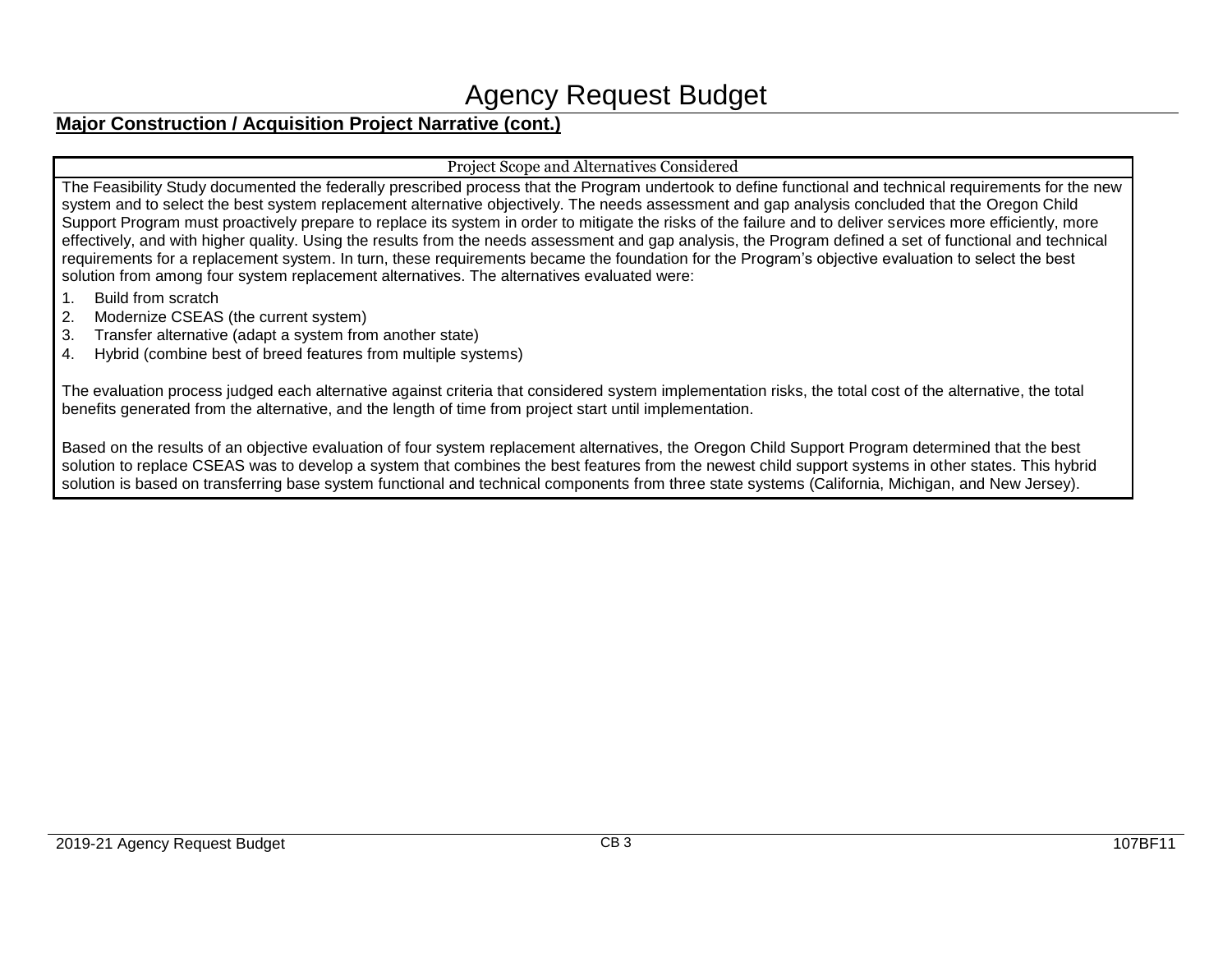# Agency Request Budget

## Major Construction / Acquisition Project Narrative (cont.)

### Project Scope and Alternatives Considered

The Feasibility Study documented the federally prescribed process that the Program undertook to define functional and technical requirements for the new system and to select the best system replacement alternative objectively. The needs assessment and gap analysis concluded that the Oregon Child Support Program must proactively prepare to replace its system in order to mitigate the risks of the failure and to deliver services more efficiently, more effectively, and with higher quality. Using the results from the needs assessment and gap analysis, the Program defined a set of functional and technical requirements for a replacement system. In turn, these requirements became the foundation for the Program's objective evaluation to select the best solution from among four system replacement alternatives. The alternatives evaluated were:

1. Build from scratch
2. Modernize CSEAS (the current system)
3. Transfer alternative (adapt a system from another state)
4. Hybrid (combine best of breed features from multiple systems)

The evaluation process judged each alternative against criteria that considered system implementation risks, the total cost of the alternative, the total benefits generated from the alternative, and the length of time from project start until implementation.

Based on the results of an objective evaluation of four system replacement alternatives, the Oregon Child Support Program determined that the best solution to replace CSEAS was to develop a system that combines the best features from the newest child support systems in other states. This hybrid solution is based on transferring base system functional and technical components from three state systems (California, Michigan, and New Jersey).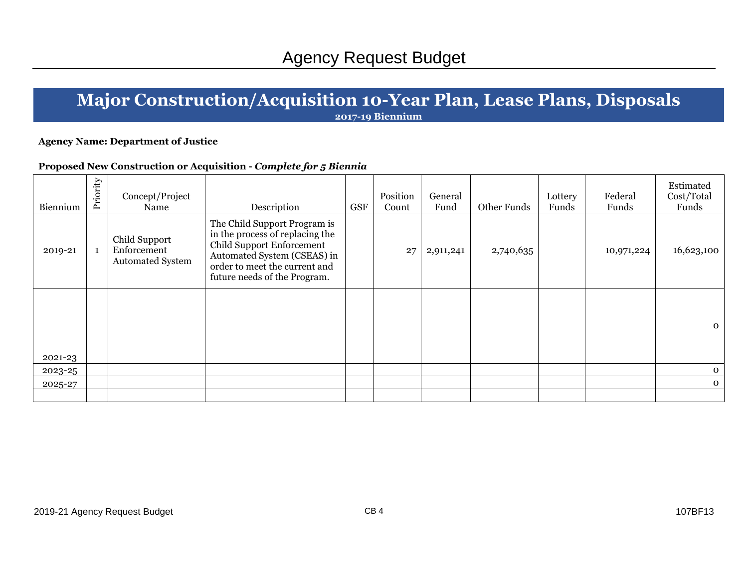# Agency Request Budget

## Major Construction/Acquisition 10-Year Plan, Lease Plans, Disposals

**2017-19 Biennium**

**Agency Name: Department of Justice**

**Proposed New Construction or Acquisition -** ***Complete for 5 Biennia***

| Biennium | Priority | Concept/Project Name | Description | GSF | Position Count | General Fund | Other Funds | Lottery Funds | Federal Funds | Estimated Cost/Total Funds |
|---|---|---|---|---|---|---|---|---|---|---|
| 2019-21 | 1 | Child Support Enforcement Automated System | The Child Support Program is in the process of replacing the Child Support Enforcement Automated System (CSEAS) in order to meet the current and future needs of the Program. | | 27 | 2,911,241 | 2,740,635 | | 10,971,224 | 16,623,100 |
| 2021-23 | | | | | | | | | | 0 |
| 2023-25 | | | | | | | | | | 0 |
| 2025-27 | | | | | | | | | | 0 |
| | | | | | | | | | | |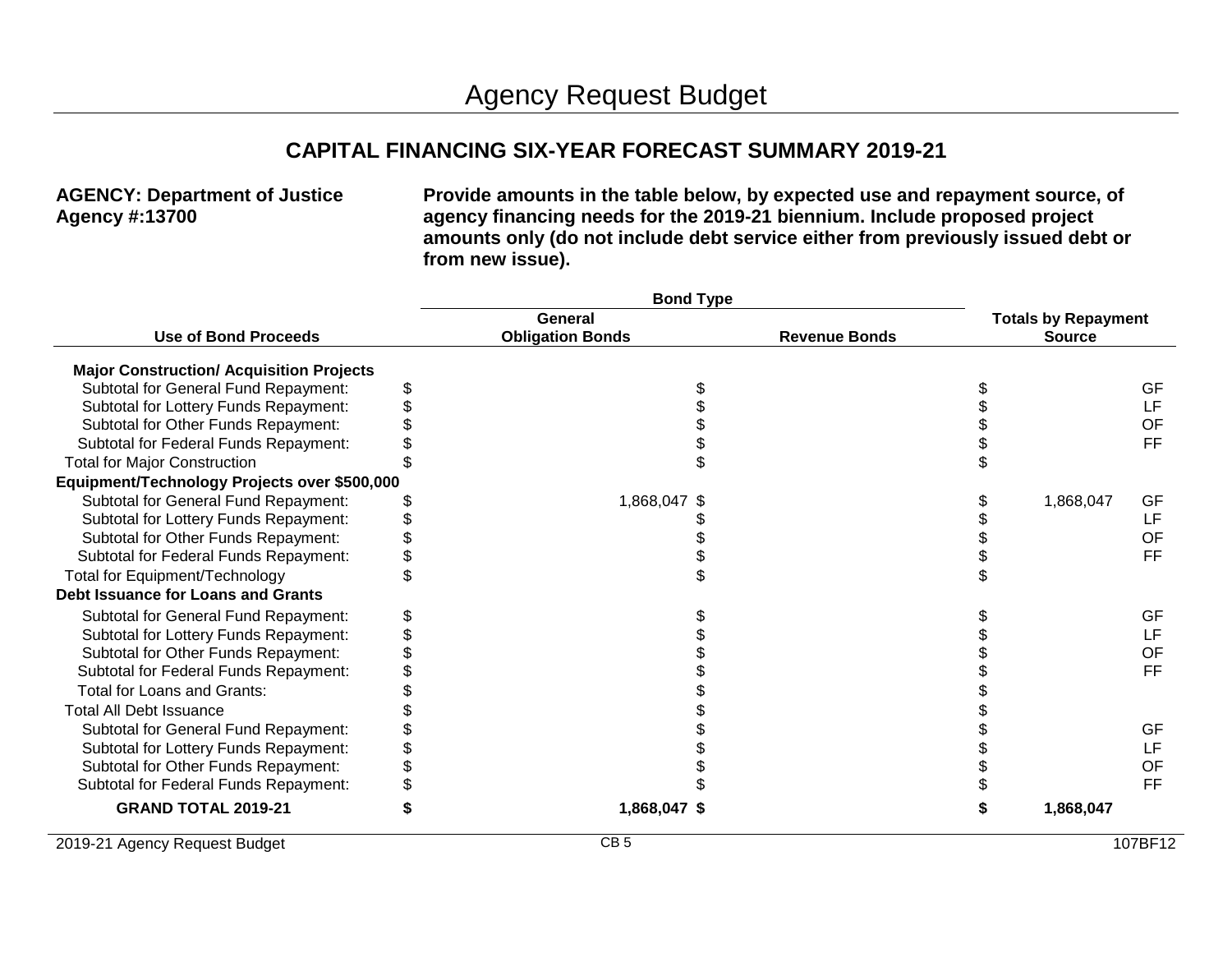# Agency Request Budget

## CAPITAL FINANCING SIX-YEAR FORECAST SUMMARY 2019-21

**AGENCY: Department of Justice**
**Agency #:13700**

**Provide amounts in the table below, by expected use and repayment source, of agency financing needs for the 2019-21 biennium. Include proposed project amounts only (do not include debt service either from previously issued debt or from new issue).**

| Use of Bond Proceeds | Bond Type: General Obligation Bonds | Bond Type: Revenue Bonds | Totals by Repayment Source | |
|---|---|---|---|---|
| **Major Construction/ Acquisition Projects** | | | | |
| Subtotal for General Fund Repayment: | $ | $ | $ | GF |
| Subtotal for Lottery Funds Repayment: | $ | $ | $ | LF |
| Subtotal for Other Funds Repayment: | $ | $ | $ | OF |
| Subtotal for Federal Funds Repayment: | $ | $ | $ | FF |
| Total for Major Construction | $ | $ | $ | |
| **Equipment/Technology Projects over $500,000** | | | | |
| Subtotal for General Fund Repayment: | $ 1,868,047 | $ | $ 1,868,047 | GF |
| Subtotal for Lottery Funds Repayment: | $ | $ | $ | LF |
| Subtotal for Other Funds Repayment: | $ | $ | $ | OF |
| Subtotal for Federal Funds Repayment: | $ | $ | $ | FF |
| Total for Equipment/Technology | $ | $ | $ | |
| **Debt Issuance for Loans and Grants** | | | | |
| Subtotal for General Fund Repayment: | $ | $ | $ | GF |
| Subtotal for Lottery Funds Repayment: | $ | $ | $ | LF |
| Subtotal for Other Funds Repayment: | $ | $ | $ | OF |
| Subtotal for Federal Funds Repayment: | $ | $ | $ | FF |
| Total for Loans and Grants: | $ | $ | $ | |
| Total All Debt Issuance | $ | $ | $ | |
| Subtotal for General Fund Repayment: | $ | $ | $ | GF |
| Subtotal for Lottery Funds Repayment: | $ | $ | $ | LF |
| Subtotal for Other Funds Repayment: | $ | $ | $ | OF |
| Subtotal for Federal Funds Repayment: | $ | $ | $ | FF |
| **GRAND TOTAL 2019-21** | **$ 1,868,047** | **$** | **$ 1,868,047** | |

2019-21 Agency Request Budget CB 5 107BF12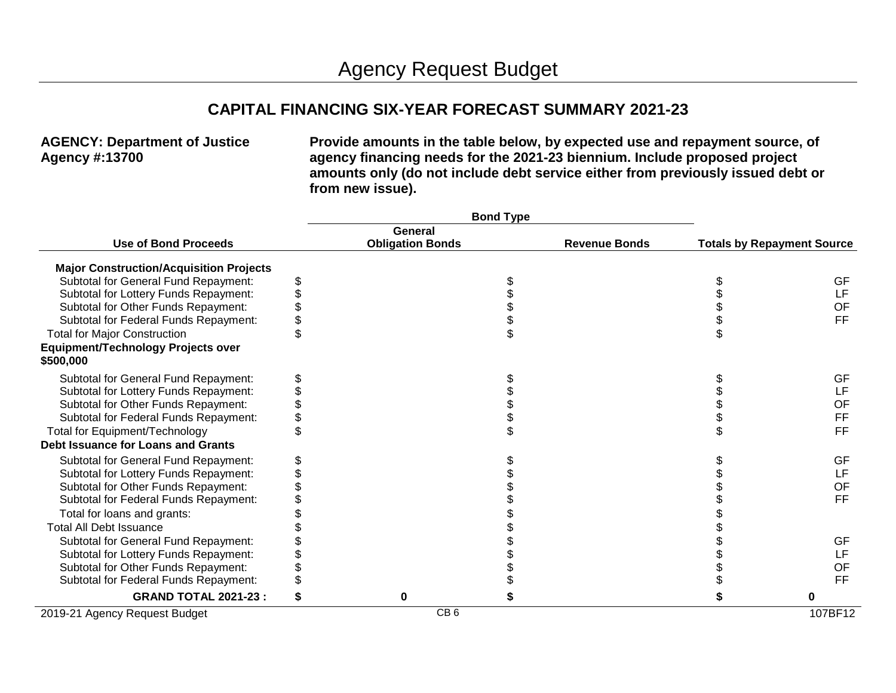# Agency Request Budget

## CAPITAL FINANCING SIX-YEAR FORECAST SUMMARY 2021-23

**AGENCY: Department of Justice**
**Agency #:13700**

**Provide amounts in the table below, by expected use and repayment source, of agency financing needs for the 2021-23 biennium. Include proposed project amounts only (do not include debt service either from previously issued debt or from new issue).**

| Use of Bond Proceeds | Bond Type: General Obligation Bonds | Bond Type: Revenue Bonds | Totals by Repayment Source | |
|---|---|---|---|---|
| **Major Construction/Acquisition Projects** | | | | |
| Subtotal for General Fund Repayment: | $ | $ | $ | GF |
| Subtotal for Lottery Funds Repayment: | $ | $ | $ | LF |
| Subtotal for Other Funds Repayment: | $ | $ | $ | OF |
| Subtotal for Federal Funds Repayment: | $ | $ | $ | FF |
| Total for Major Construction | $ | $ | $ | |
| **Equipment/Technology Projects over $500,000** | | | | |
| Subtotal for General Fund Repayment: | $ | $ | $ | GF |
| Subtotal for Lottery Funds Repayment: | $ | $ | $ | LF |
| Subtotal for Other Funds Repayment: | $ | $ | $ | OF |
| Subtotal for Federal Funds Repayment: | $ | $ | $ | FF |
| Total for Equipment/Technology | $ | $ | $ | FF |
| **Debt Issuance for Loans and Grants** | | | | |
| Subtotal for General Fund Repayment: | $ | $ | $ | GF |
| Subtotal for Lottery Funds Repayment: | $ | $ | $ | LF |
| Subtotal for Other Funds Repayment: | $ | $ | $ | OF |
| Subtotal for Federal Funds Repayment: | $ | $ | $ | FF |
| Total for loans and grants: | $ | $ | $ | |
| Total All Debt Issuance | $ | $ | $ | |
| Subtotal for General Fund Repayment: | $ | $ | $ | GF |
| Subtotal for Lottery Funds Repayment: | $ | $ | $ | LF |
| Subtotal for Other Funds Repayment: | $ | $ | $ | OF |
| Subtotal for Federal Funds Repayment: | $ | $ | $ | FF |
| **GRAND TOTAL 2021-23 :** | **$ 0** | **$** | **$ 0** | |

2019-21 Agency Request Budget | CB 6 | 107BF12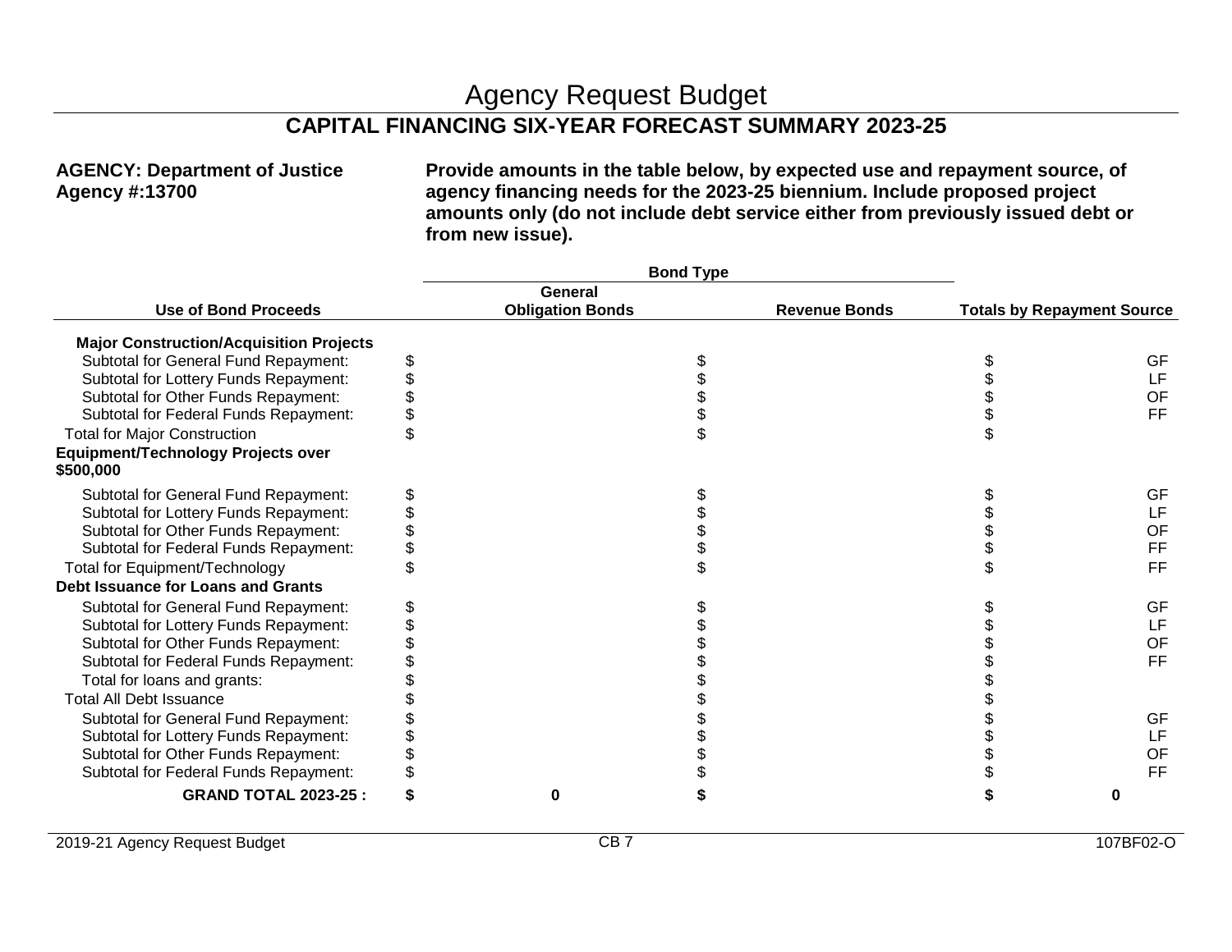# Agency Request Budget

## CAPITAL FINANCING SIX-YEAR FORECAST SUMMARY 2023-25

**AGENCY: Department of Justice**
**Agency #:13700**

**Provide amounts in the table below, by expected use and repayment source, of agency financing needs for the 2023-25 biennium. Include proposed project amounts only (do not include debt service either from previously issued debt or from new issue).**

| Use of Bond Proceeds | Bond Type: General Obligation Bonds | Bond Type: Revenue Bonds | Totals by Repayment Source | |
|---|---|---|---|---|
| **Major Construction/Acquisition Projects** | | | | |
| Subtotal for General Fund Repayment: | $ | $ | $ | GF |
| Subtotal for Lottery Funds Repayment: | $ | $ | $ | LF |
| Subtotal for Other Funds Repayment: | $ | $ | $ | OF |
| Subtotal for Federal Funds Repayment: | $ | $ | $ | FF |
| Total for Major Construction | $ | $ | $ | |
| **Equipment/Technology Projects over $500,000** | | | | |
| Subtotal for General Fund Repayment: | $ | $ | $ | GF |
| Subtotal for Lottery Funds Repayment: | $ | $ | $ | LF |
| Subtotal for Other Funds Repayment: | $ | $ | $ | OF |
| Subtotal for Federal Funds Repayment: | $ | $ | $ | FF |
| Total for Equipment/Technology | $ | $ | $ | FF |
| **Debt Issuance for Loans and Grants** | | | | |
| Subtotal for General Fund Repayment: | $ | $ | $ | GF |
| Subtotal for Lottery Funds Repayment: | $ | $ | $ | LF |
| Subtotal for Other Funds Repayment: | $ | $ | $ | OF |
| Subtotal for Federal Funds Repayment: | $ | $ | $ | FF |
| Total for loans and grants: | $ | $ | $ | |
| Total All Debt Issuance | $ | $ | $ | |
| Subtotal for General Fund Repayment: | $ | $ | $ | GF |
| Subtotal for Lottery Funds Repayment: | $ | $ | $ | LF |
| Subtotal for Other Funds Repayment: | $ | $ | $ | OF |
| Subtotal for Federal Funds Repayment: | $ | $ | $ | FF |
| **GRAND TOTAL 2023-25 :** | **$ 0** | **$** | **$ 0** | |

2019-21 Agency Request Budget | CB 7 | 107BF02-O